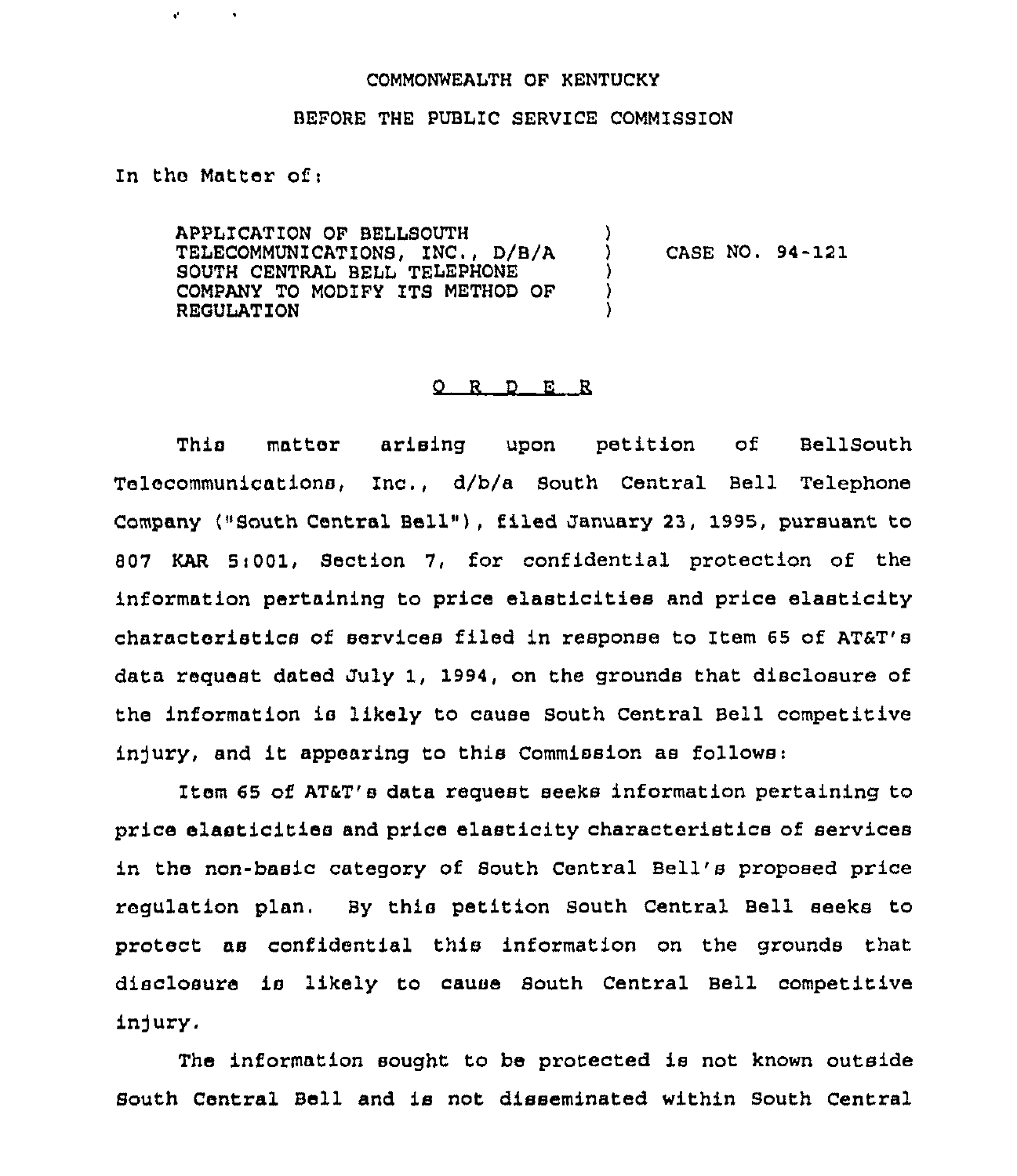COMMONWEALTH OF KENTUCKY

BEFORE THE PUBLIC SERVICE COMMISSION

In the Matter of:

APPLICATION OF BELLSOUTH TELECOMMUNICATIONS, INC., D/B/A SOUTH CENTRAL BELL TELEPHONE COMPANY TO MODIFY ITS METHOD OF REGULATION ) CASE NO. 94-121

O R D E R

This matter arising upon petition of BellSouth Telecommunications, Inc., d/b/a South Central Bell Telephone Company ("South Central Bell"), filed January 23, 1995, pursuant to 807 KAR 5:001, Section 7, for confidential protection of the information pertaining to price elasticities and price elasticity characteristics of services filed in response to Item 65 of AT&T's data request dated July 1, 1994, on the grounds that disclosure of the information is likely to cause South Central Bell competitive injury, and it appearing to this Commission as follows:

Item 65 of AT&T's data request seeks information pertaining to price elasticities and price elasticity characteristics of services in the non-basic category of South Central Bell's proposed price regulation plan. By this petition South Central Bell seeks to protect as confidential this information on the grounds that disclosure is likely to cause South Central Bell competitive injury.

The information sought to be protected is not known outside South Central Bell and is not disseminated within South Central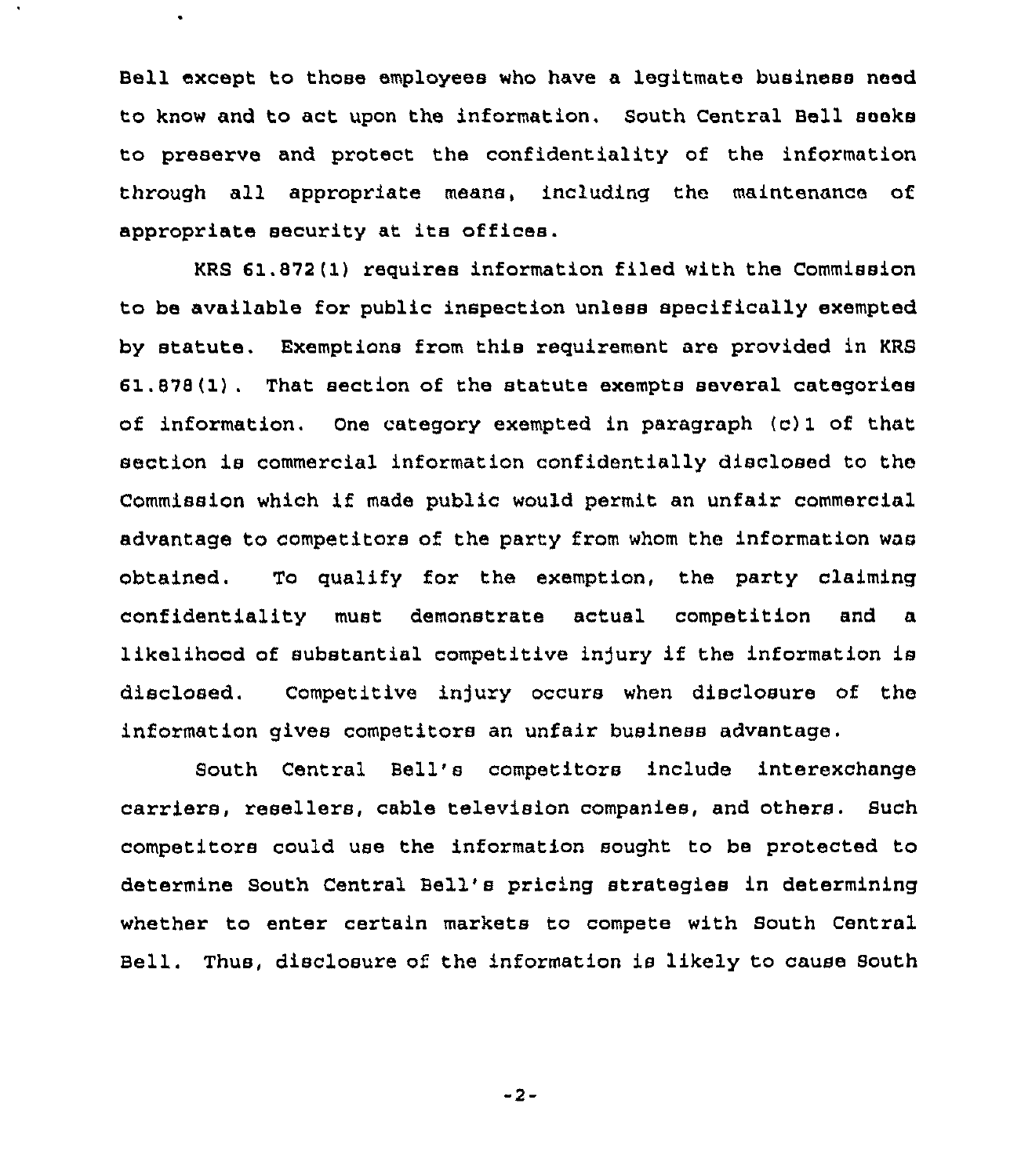Bell except to those employees who have a legitmate business need to know and to act upon the information. South Central Bell seeks to preserve and protect the confidentiality of the information through all appropriate means, including the maintenance of appropriate security at its offices.

KRS 61.872(1) requires information filed with the Commission to be available for public inspection unless specifically exempted by statute. Exemptions from this requirement are provided in KRS 61.878(1). That section of the statute exempts several categories of information. One category exempted in paragraph (c)1 of that section is commercial information confidentially disclosed to the Commission which if made public would permit an unfair commercial advantage to competitors of the party from whom the information was obtained. To qualify for the exemption, the party claiming confidentiality must demonstrate actual competition and a likelihood of substantial competitive injury if the information is disclosed. Competitive injury occurs when disclosure of the information gives competitors an unfair business advantage.

South Central Bell's competitors include interexchange carriers, resellers, cable television companies, and others. Such competitors could use the information sought to be protected to determine South Central Bell's pricing strategies in determining whether to enter certain markets to compete with South Central Bell. Thus, disclosure of the information is likely to cause South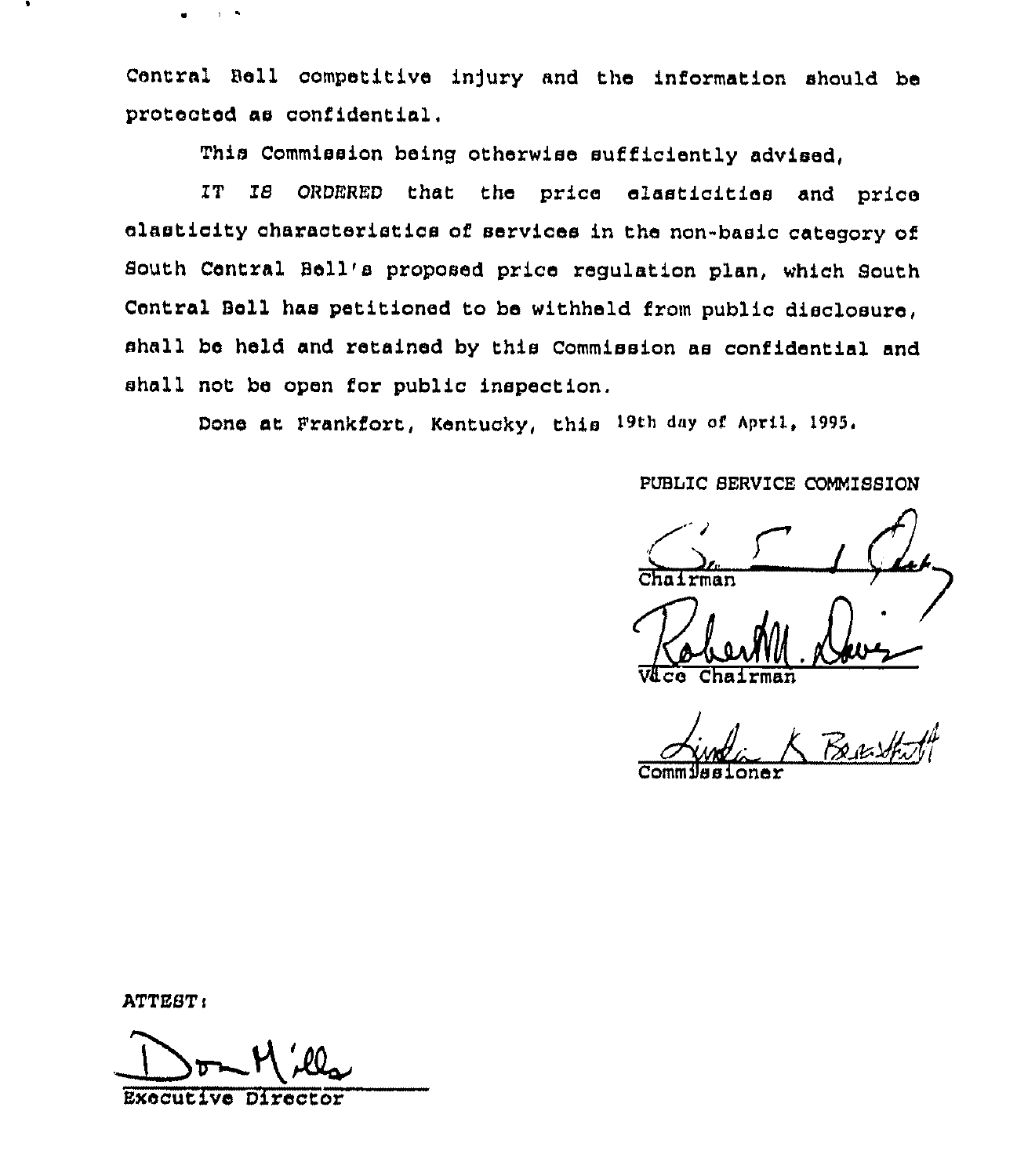Central Bell competitive injury and the information should be protected as confidential.

This Commission being otherwise sufficiently advised,

*IT IS ORDERED* that the price elasticities and price elasticity characteristics of services in the non-basic category of South Central Bell's proposed price regulation plan, which South Central Bell has petitioned to be withheld from public disclosure, shall be held and retained by this Commission as confidential and shall not be open for public inspection.

Done at Frankfort, Kentucky, this 19th day of April, 1995.

PUBLIC SERVICE COMMISSION

Chairman

Vice Chairman

Commissioner

ATTEST:

Executive Director